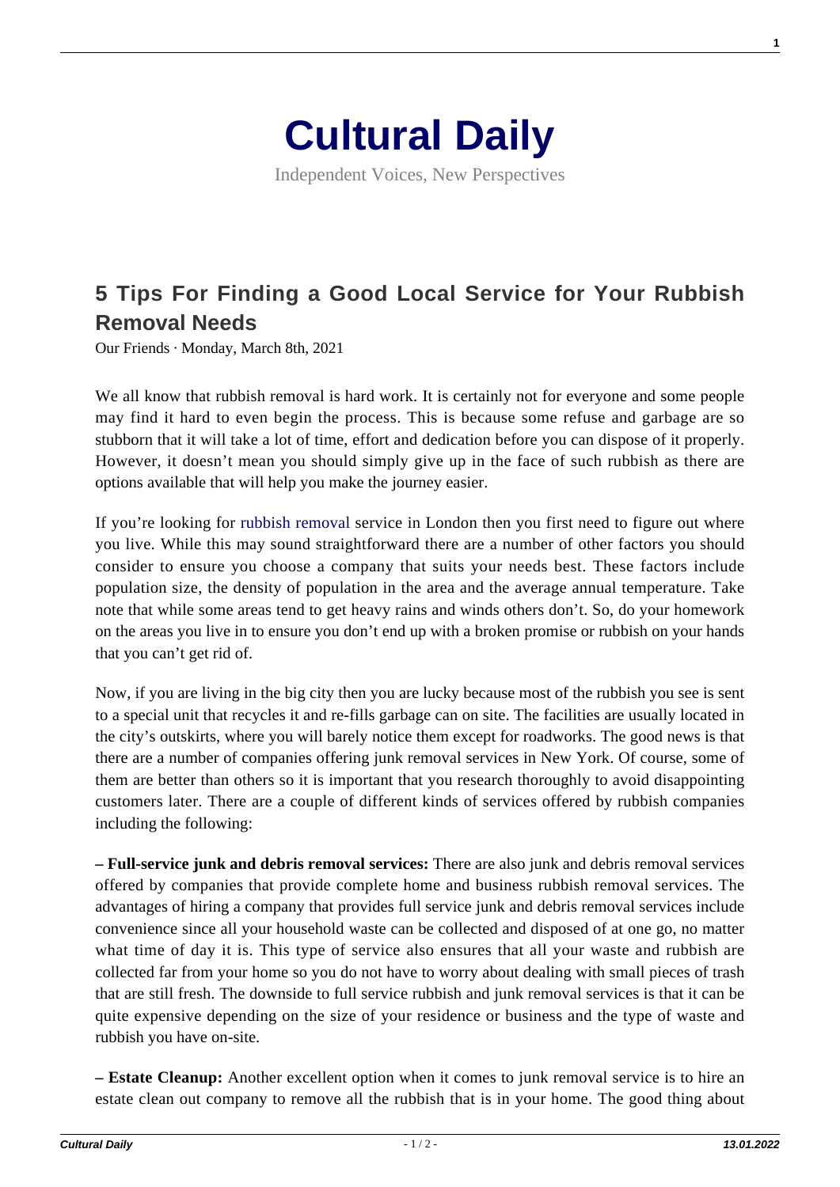# Cultural Daily

Independent Voices, New Perspectives

## 5 Tips For Finding a Good Local Service for Your Rubbish Removal Needs

Our Friends · Monday, March 8th, 2021

We all know that rubbish removal is hard work. It is certainly not for everyone and some people may find it hard to even begin the process. This is because some refuse and garbage are so stubborn that it will take a lot of time, effort and dedication before you can dispose of it properly. However, it doesn't mean you should simply give up in the face of such rubbish as there are options available that will help you make the journey easier.

If you're looking for rubbish removal service in London then you first need to figure out where you live. While this may sound straightforward there are a number of other factors you should consider to ensure you choose a company that suits your needs best. These factors include population size, the density of population in the area and the average annual temperature. Take note that while some areas tend to get heavy rains and winds others don't. So, do your homework on the areas you live in to ensure you don't end up with a broken promise or rubbish on your hands that you can't get rid of.

Now, if you are living in the big city then you are lucky because most of the rubbish you see is sent to a special unit that recycles it and re-fills garbage can on site. The facilities are usually located in the city's outskirts, where you will barely notice them except for roadworks. The good news is that there are a number of companies offering junk removal services in New York. Of course, some of them are better than others so it is important that you research thoroughly to avoid disappointing customers later. There are a couple of different kinds of services offered by rubbish companies including the following:

**– Full-service junk and debris removal services:** There are also junk and debris removal services offered by companies that provide complete home and business rubbish removal services. The advantages of hiring a company that provides full service junk and debris removal services include convenience since all your household waste can be collected and disposed of at one go, no matter what time of day it is. This type of service also ensures that all your waste and rubbish are collected far from your home so you do not have to worry about dealing with small pieces of trash that are still fresh. The downside to full service rubbish and junk removal services is that it can be quite expensive depending on the size of your residence or business and the type of waste and rubbish you have on-site.

**– Estate Cleanup:** Another excellent option when it comes to junk removal service is to hire an estate clean out company to remove all the rubbish that is in your home. The good thing about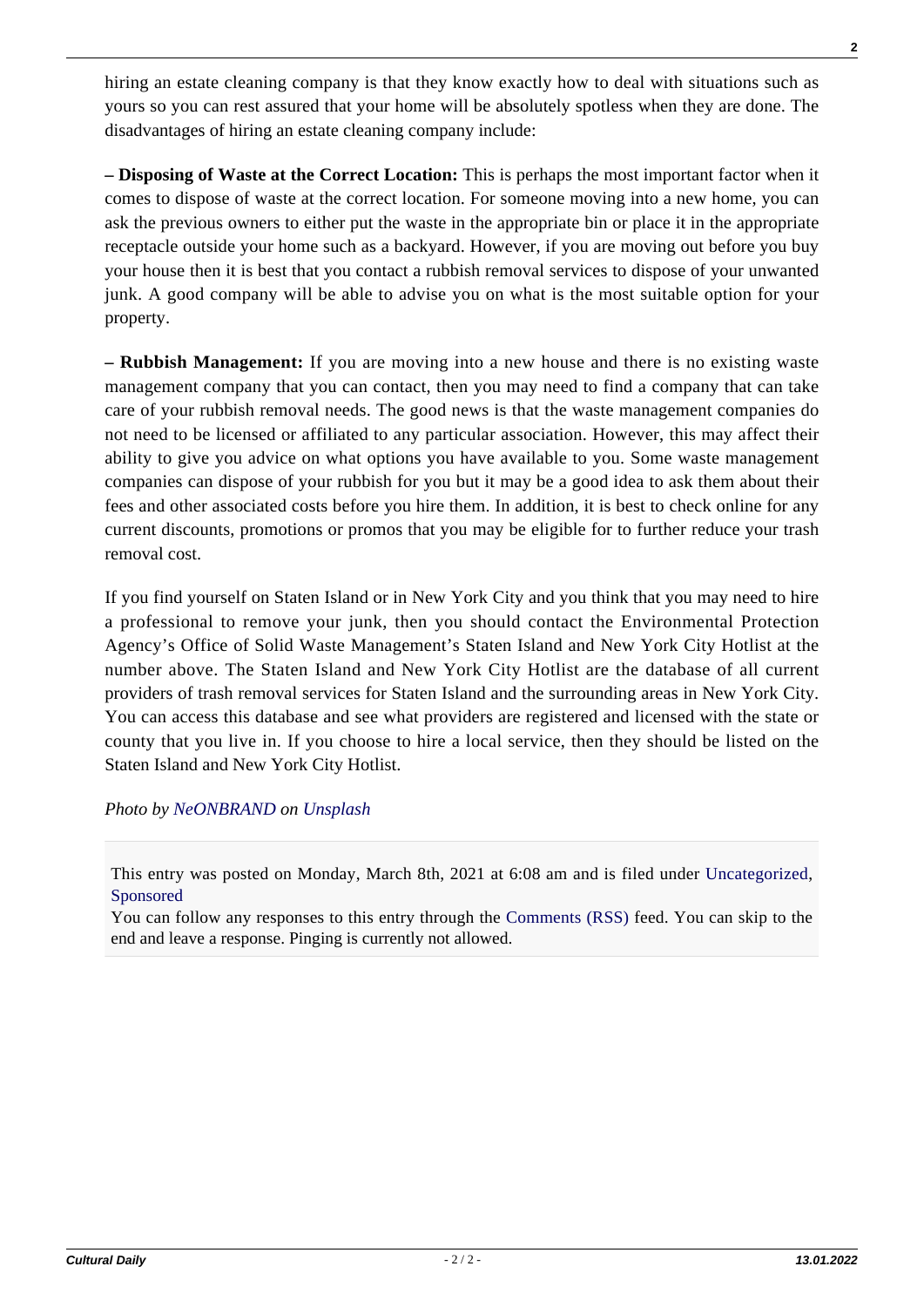hiring an estate cleaning company is that they know exactly how to deal with situations such as yours so you can rest assured that your home will be absolutely spotless when they are done. The disadvantages of hiring an estate cleaning company include:

**– Disposing of Waste at the Correct Location:** This is perhaps the most important factor when it comes to dispose of waste at the correct location. For someone moving into a new home, you can ask the previous owners to either put the waste in the appropriate bin or place it in the appropriate receptacle outside your home such as a backyard. However, if you are moving out before you buy your house then it is best that you contact a rubbish removal services to dispose of your unwanted junk. A good company will be able to advise you on what is the most suitable option for your property.

**– Rubbish Management:** If you are moving into a new house and there is no existing waste management company that you can contact, then you may need to find a company that can take care of your rubbish removal needs. The good news is that the waste management companies do not need to be licensed or affiliated to any particular association. However, this may affect their ability to give you advice on what options you have available to you. Some waste management companies can dispose of your rubbish for you but it may be a good idea to ask them about their fees and other associated costs before you hire them. In addition, it is best to check online for any current discounts, promotions or promos that you may be eligible for to further reduce your trash removal cost.

If you find yourself on Staten Island or in New York City and you think that you may need to hire a professional to remove your junk, then you should contact the Environmental Protection Agency's Office of Solid Waste Management's Staten Island and New York City Hotlist at the number above. The Staten Island and New York City Hotlist are the database of all current providers of trash removal services for Staten Island and the surrounding areas in New York City. You can access this database and see what providers are registered and licensed with the state or county that you live in. If you choose to hire a local service, then they should be listed on the Staten Island and New York City Hotlist.

*Photo by NeONBRAND on Unsplash*

This entry was posted on Monday, March 8th, 2021 at 6:08 am and is filed under Uncategorized, Sponsored
You can follow any responses to this entry through the Comments (RSS) feed. You can skip to the end and leave a response. Pinging is currently not allowed.